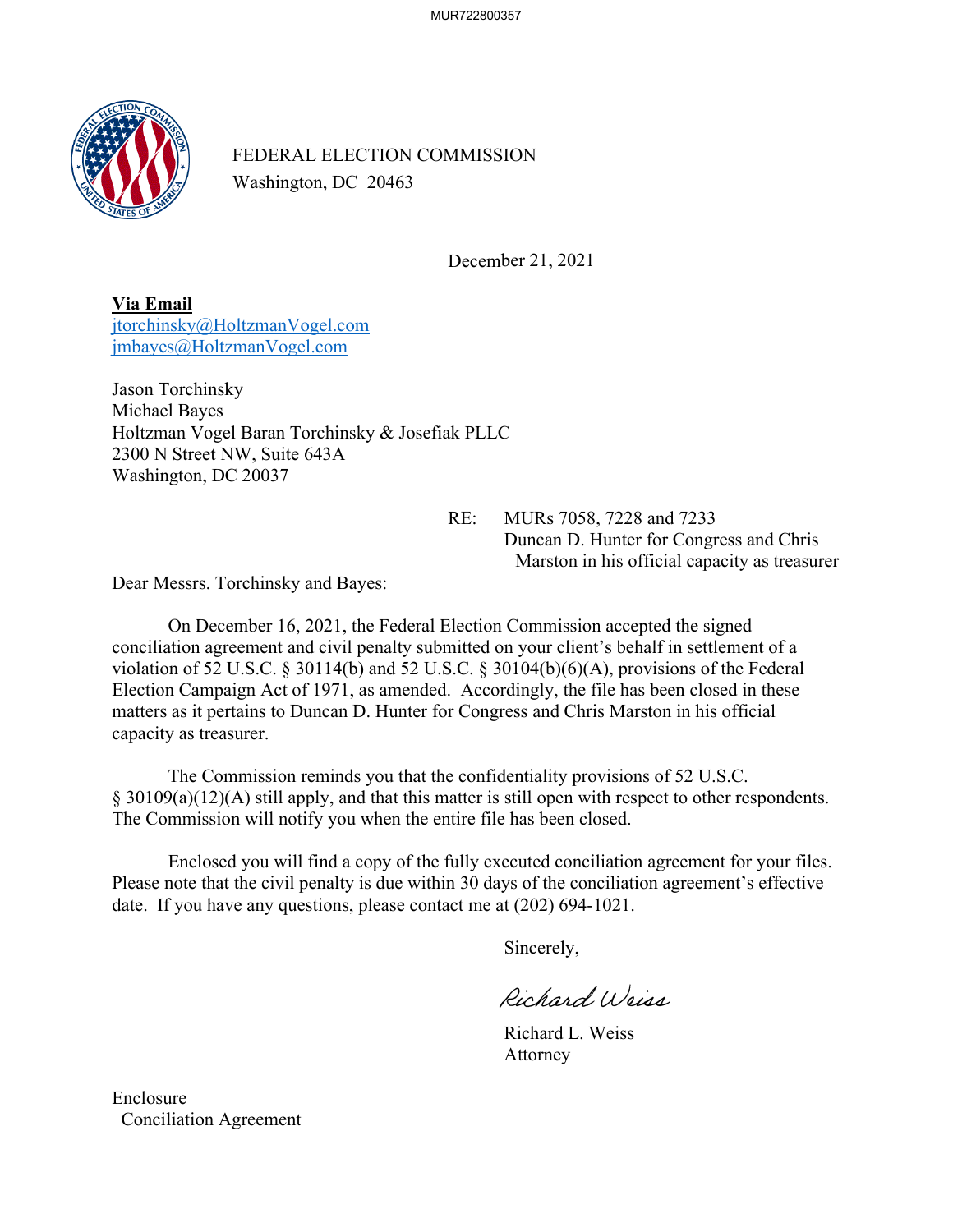FEDERAL ELECTION COMMISSION
Washington, DC 20463

December 21, 2021

**Via Email**
jtorchinsky@HoltzmanVogel.com
jmbayes@HoltzmanVogel.com

Jason Torchinsky
Michael Bayes
Holtzman Vogel Baran Torchinsky & Josefiak PLLC
2300 N Street NW, Suite 643A
Washington, DC 20037

RE: MURs 7058, 7228 and 7233
Duncan D. Hunter for Congress and Chris Marston in his official capacity as treasurer

Dear Messrs. Torchinsky and Bayes:

On December 16, 2021, the Federal Election Commission accepted the signed conciliation agreement and civil penalty submitted on your client's behalf in settlement of a violation of 52 U.S.C. § 30114(b) and 52 U.S.C. § 30104(b)(6)(A), provisions of the Federal Election Campaign Act of 1971, as amended. Accordingly, the file has been closed in these matters as it pertains to Duncan D. Hunter for Congress and Chris Marston in his official capacity as treasurer.

The Commission reminds you that the confidentiality provisions of 52 U.S.C. § 30109(a)(12)(A) still apply, and that this matter is still open with respect to other respondents. The Commission will notify you when the entire file has been closed.

Enclosed you will find a copy of the fully executed conciliation agreement for your files. Please note that the civil penalty is due within 30 days of the conciliation agreement's effective date. If you have any questions, please contact me at (202) 694-1021.

Sincerely,

Richard Weiss

Richard L. Weiss
Attorney

Enclosure
Conciliation Agreement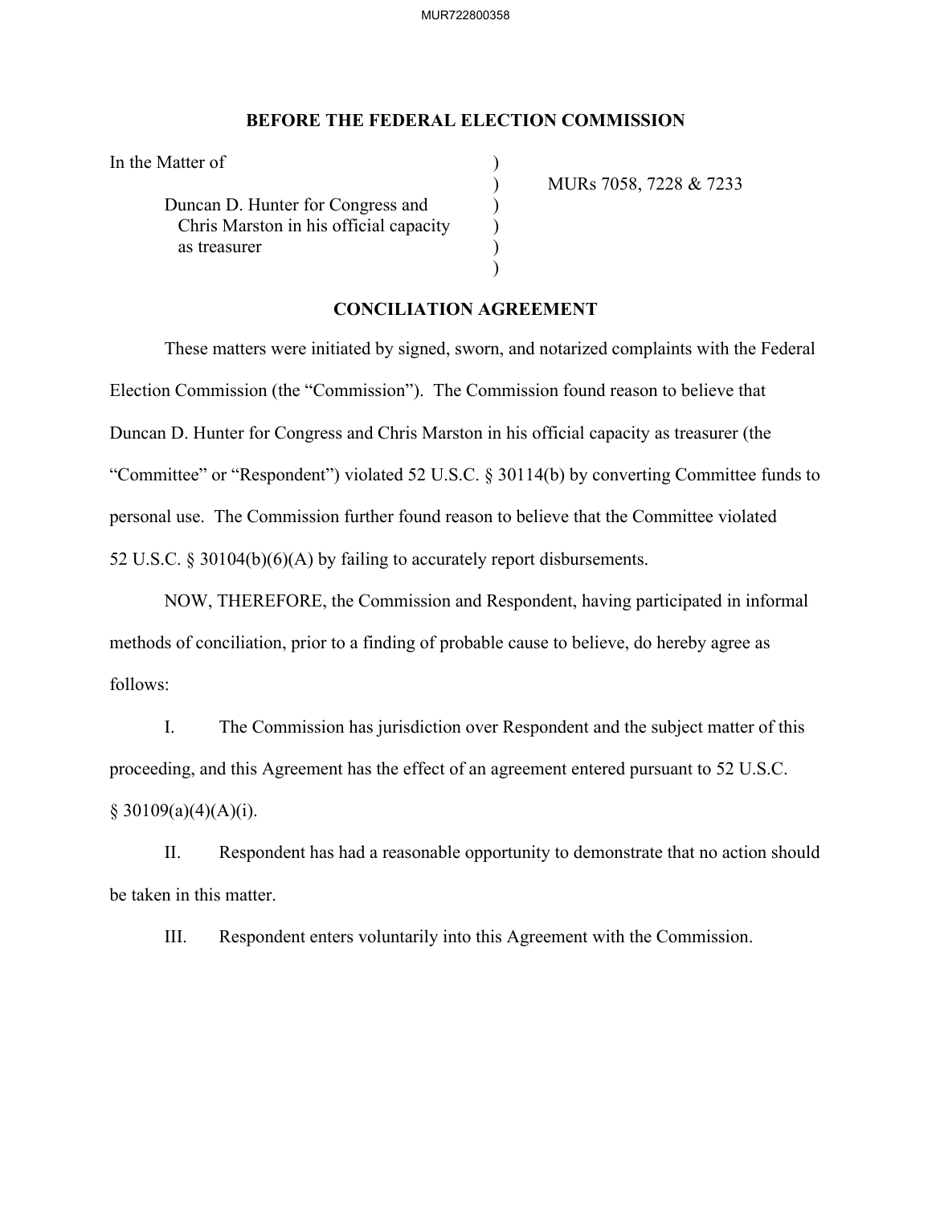**BEFORE THE FEDERAL ELECTION COMMISSION**

In the Matter of

Duncan D. Hunter for Congress and Chris Marston in his official capacity as treasurer

MURs 7058, 7228 & 7233

## CONCILIATION AGREEMENT

These matters were initiated by signed, sworn, and notarized complaints with the Federal Election Commission (the "Commission"). The Commission found reason to believe that Duncan D. Hunter for Congress and Chris Marston in his official capacity as treasurer (the "Committee" or "Respondent") violated 52 U.S.C. § 30114(b) by converting Committee funds to personal use. The Commission further found reason to believe that the Committee violated 52 U.S.C. § 30104(b)(6)(A) by failing to accurately report disbursements.

NOW, THEREFORE, the Commission and Respondent, having participated in informal methods of conciliation, prior to a finding of probable cause to believe, do hereby agree as follows:

I. The Commission has jurisdiction over Respondent and the subject matter of this proceeding, and this Agreement has the effect of an agreement entered pursuant to 52 U.S.C. § 30109(a)(4)(A)(i).

II. Respondent has had a reasonable opportunity to demonstrate that no action should be taken in this matter.

III. Respondent enters voluntarily into this Agreement with the Commission.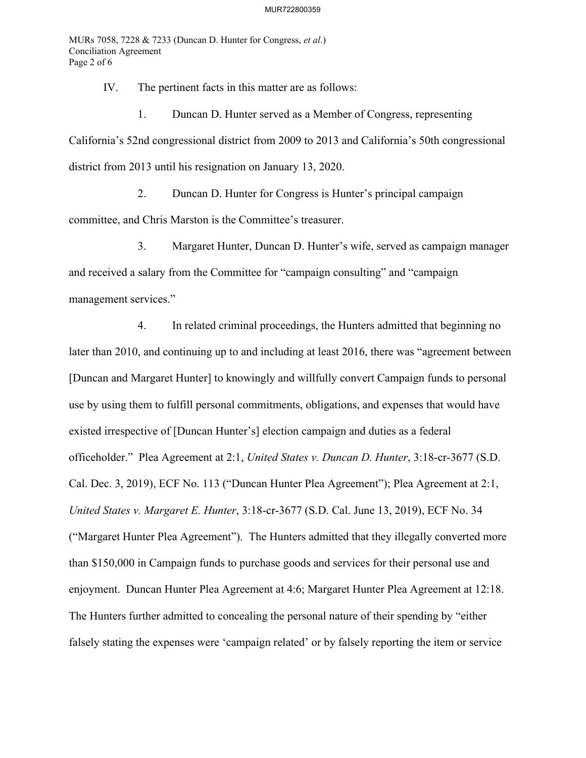IV. The pertinent facts in this matter are as follows:

1. Duncan D. Hunter served as a Member of Congress, representing California's 52nd congressional district from 2009 to 2013 and California's 50th congressional district from 2013 until his resignation on January 13, 2020.

2. Duncan D. Hunter for Congress is Hunter's principal campaign committee, and Chris Marston is the Committee's treasurer.

3. Margaret Hunter, Duncan D. Hunter's wife, served as campaign manager and received a salary from the Committee for "campaign consulting" and "campaign management services."

4. In related criminal proceedings, the Hunters admitted that beginning no later than 2010, and continuing up to and including at least 2016, there was "agreement between [Duncan and Margaret Hunter] to knowingly and willfully convert Campaign funds to personal use by using them to fulfill personal commitments, obligations, and expenses that would have existed irrespective of [Duncan Hunter's] election campaign and duties as a federal officeholder." Plea Agreement at 2:1, *United States v. Duncan D. Hunter*, 3:18-cr-3677 (S.D. Cal. Dec. 3, 2019), ECF No. 113 ("Duncan Hunter Plea Agreement"); Plea Agreement at 2:1, *United States v. Margaret E. Hunter*, 3:18-cr-3677 (S.D. Cal. June 13, 2019), ECF No. 34 ("Margaret Hunter Plea Agreement"). The Hunters admitted that they illegally converted more than $150,000 in Campaign funds to purchase goods and services for their personal use and enjoyment. Duncan Hunter Plea Agreement at 4:6; Margaret Hunter Plea Agreement at 12:18. The Hunters further admitted to concealing the personal nature of their spending by "either falsely stating the expenses were 'campaign related' or by falsely reporting the item or service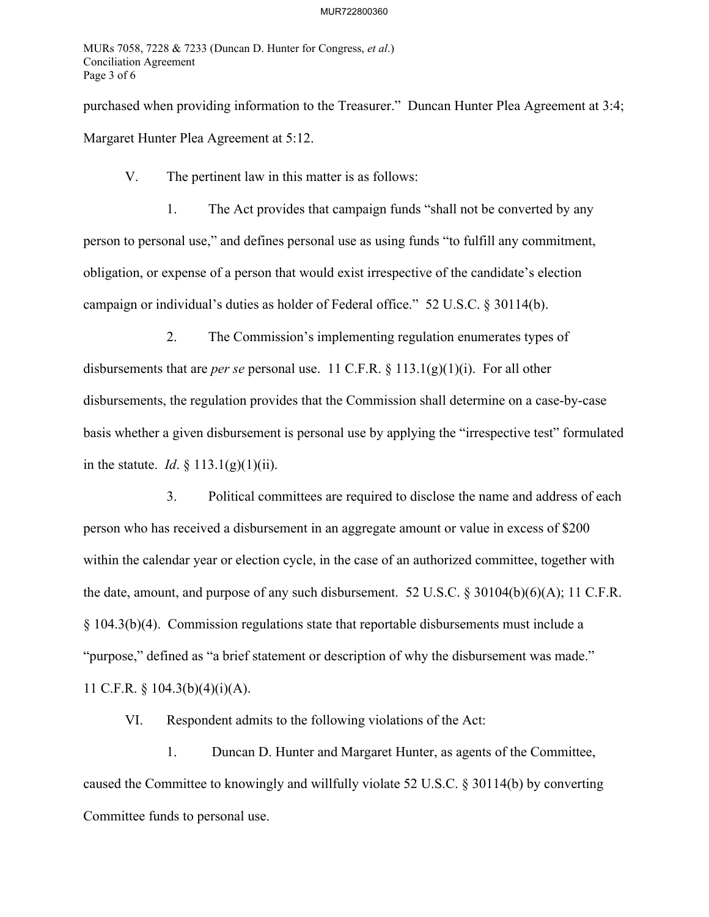purchased when providing information to the Treasurer." Duncan Hunter Plea Agreement at 3:4; Margaret Hunter Plea Agreement at 5:12.

V. The pertinent law in this matter is as follows:

1. The Act provides that campaign funds "shall not be converted by any person to personal use," and defines personal use as using funds "to fulfill any commitment, obligation, or expense of a person that would exist irrespective of the candidate's election campaign or individual's duties as holder of Federal office." 52 U.S.C. § 30114(b).

2. The Commission's implementing regulation enumerates types of disbursements that are *per se* personal use. 11 C.F.R. § 113.1(g)(1)(i). For all other disbursements, the regulation provides that the Commission shall determine on a case-by-case basis whether a given disbursement is personal use by applying the "irrespective test" formulated in the statute. *Id*. § 113.1(g)(1)(ii).

3. Political committees are required to disclose the name and address of each person who has received a disbursement in an aggregate amount or value in excess of $200 within the calendar year or election cycle, in the case of an authorized committee, together with the date, amount, and purpose of any such disbursement. 52 U.S.C. § 30104(b)(6)(A); 11 C.F.R. § 104.3(b)(4). Commission regulations state that reportable disbursements must include a "purpose," defined as "a brief statement or description of why the disbursement was made." 11 C.F.R. § 104.3(b)(4)(i)(A).

VI. Respondent admits to the following violations of the Act:

1. Duncan D. Hunter and Margaret Hunter, as agents of the Committee, caused the Committee to knowingly and willfully violate 52 U.S.C. § 30114(b) by converting Committee funds to personal use.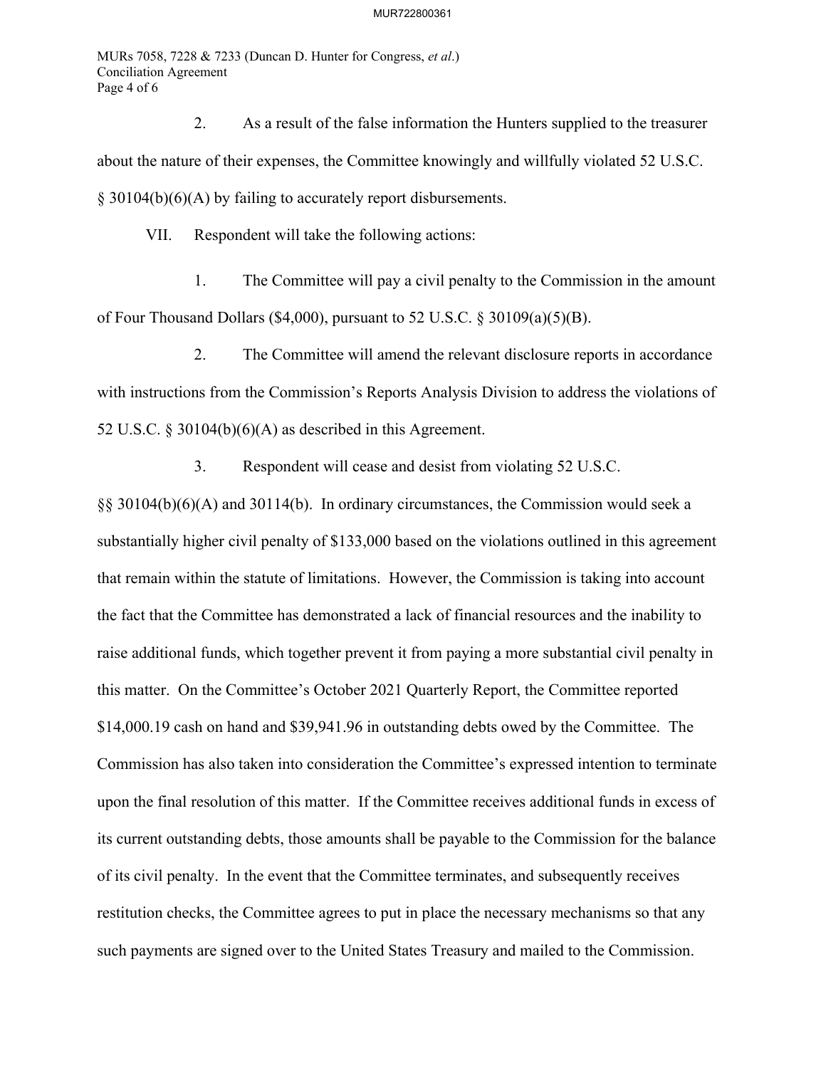2. As a result of the false information the Hunters supplied to the treasurer about the nature of their expenses, the Committee knowingly and willfully violated 52 U.S.C. § 30104(b)(6)(A) by failing to accurately report disbursements.

VII. Respondent will take the following actions:

1. The Committee will pay a civil penalty to the Commission in the amount of Four Thousand Dollars ($4,000), pursuant to 52 U.S.C. § 30109(a)(5)(B).

2. The Committee will amend the relevant disclosure reports in accordance with instructions from the Commission's Reports Analysis Division to address the violations of 52 U.S.C. § 30104(b)(6)(A) as described in this Agreement.

3. Respondent will cease and desist from violating 52 U.S.C. §§ 30104(b)(6)(A) and 30114(b). In ordinary circumstances, the Commission would seek a substantially higher civil penalty of $133,000 based on the violations outlined in this agreement that remain within the statute of limitations. However, the Commission is taking into account the fact that the Committee has demonstrated a lack of financial resources and the inability to raise additional funds, which together prevent it from paying a more substantial civil penalty in this matter. On the Committee's October 2021 Quarterly Report, the Committee reported $14,000.19 cash on hand and $39,941.96 in outstanding debts owed by the Committee. The Commission has also taken into consideration the Committee's expressed intention to terminate upon the final resolution of this matter. If the Committee receives additional funds in excess of its current outstanding debts, those amounts shall be payable to the Commission for the balance of its civil penalty. In the event that the Committee terminates, and subsequently receives restitution checks, the Committee agrees to put in place the necessary mechanisms so that any such payments are signed over to the United States Treasury and mailed to the Commission.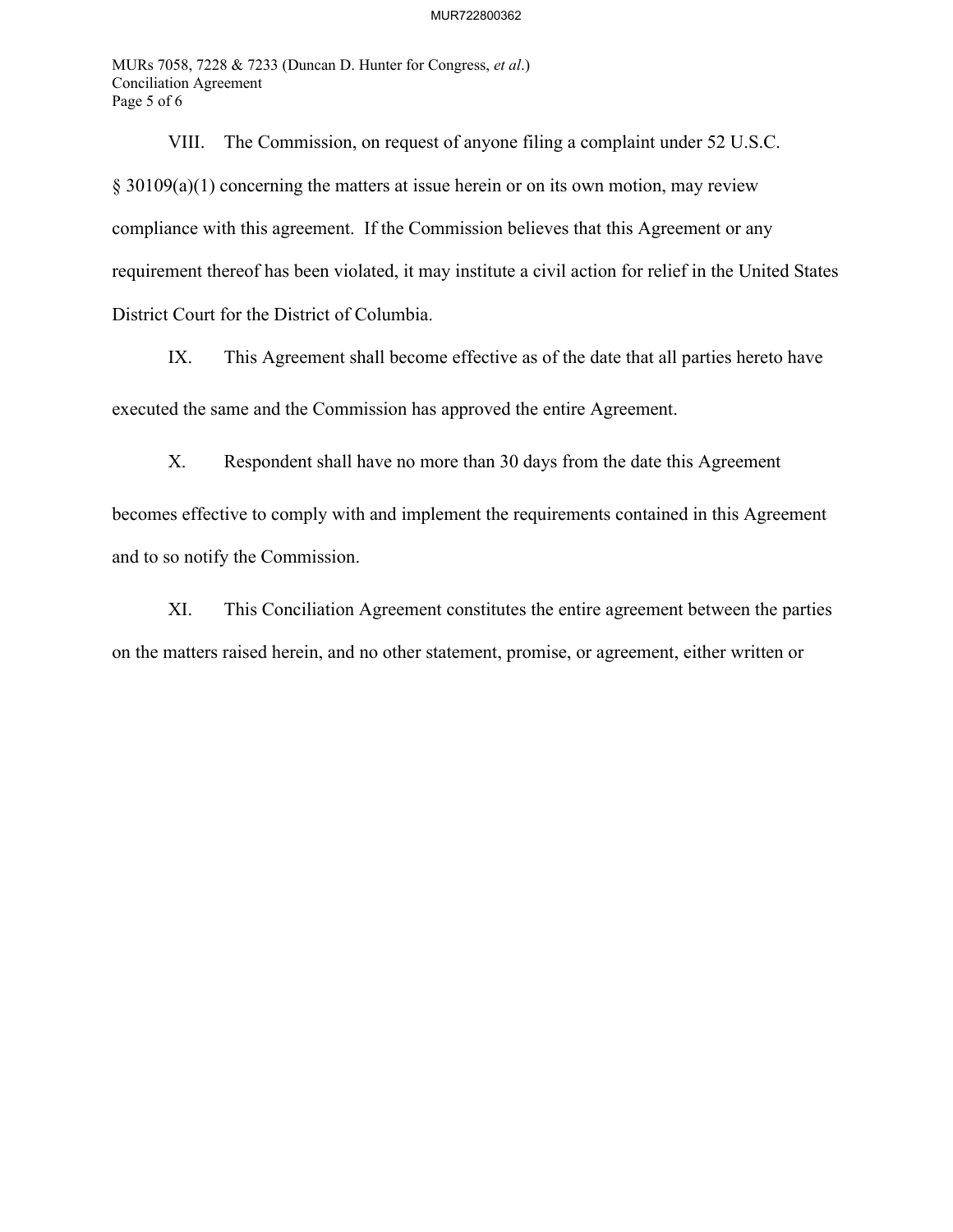VIII. The Commission, on request of anyone filing a complaint under 52 U.S.C. § 30109(a)(1) concerning the matters at issue herein or on its own motion, may review compliance with this agreement. If the Commission believes that this Agreement or any requirement thereof has been violated, it may institute a civil action for relief in the United States District Court for the District of Columbia.

IX. This Agreement shall become effective as of the date that all parties hereto have executed the same and the Commission has approved the entire Agreement.

X. Respondent shall have no more than 30 days from the date this Agreement becomes effective to comply with and implement the requirements contained in this Agreement and to so notify the Commission.

XI. This Conciliation Agreement constitutes the entire agreement between the parties on the matters raised herein, and no other statement, promise, or agreement, either written or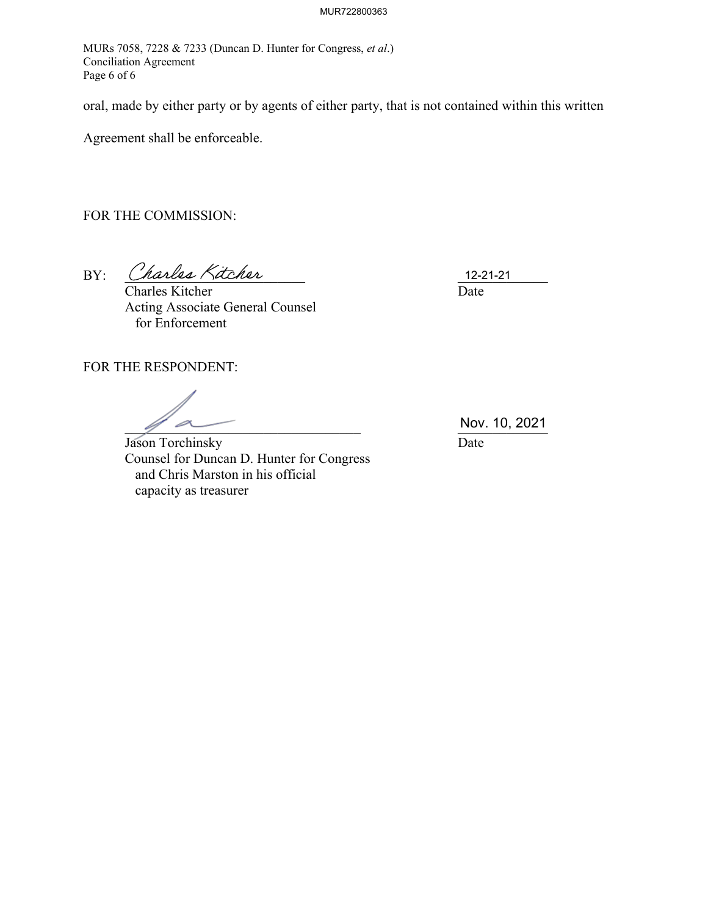oral, made by either party or by agents of either party, that is not contained within this written Agreement shall be enforceable.

FOR THE COMMISSION:

BY: Charles Kitcher  12-21-21
Charles Kitcher  Date
Acting Associate General Counsel
for Enforcement

FOR THE RESPONDENT:

Nov. 10, 2021
Jason Torchinsky  Date
Counsel for Duncan D. Hunter for Congress
and Chris Marston in his official
capacity as treasurer